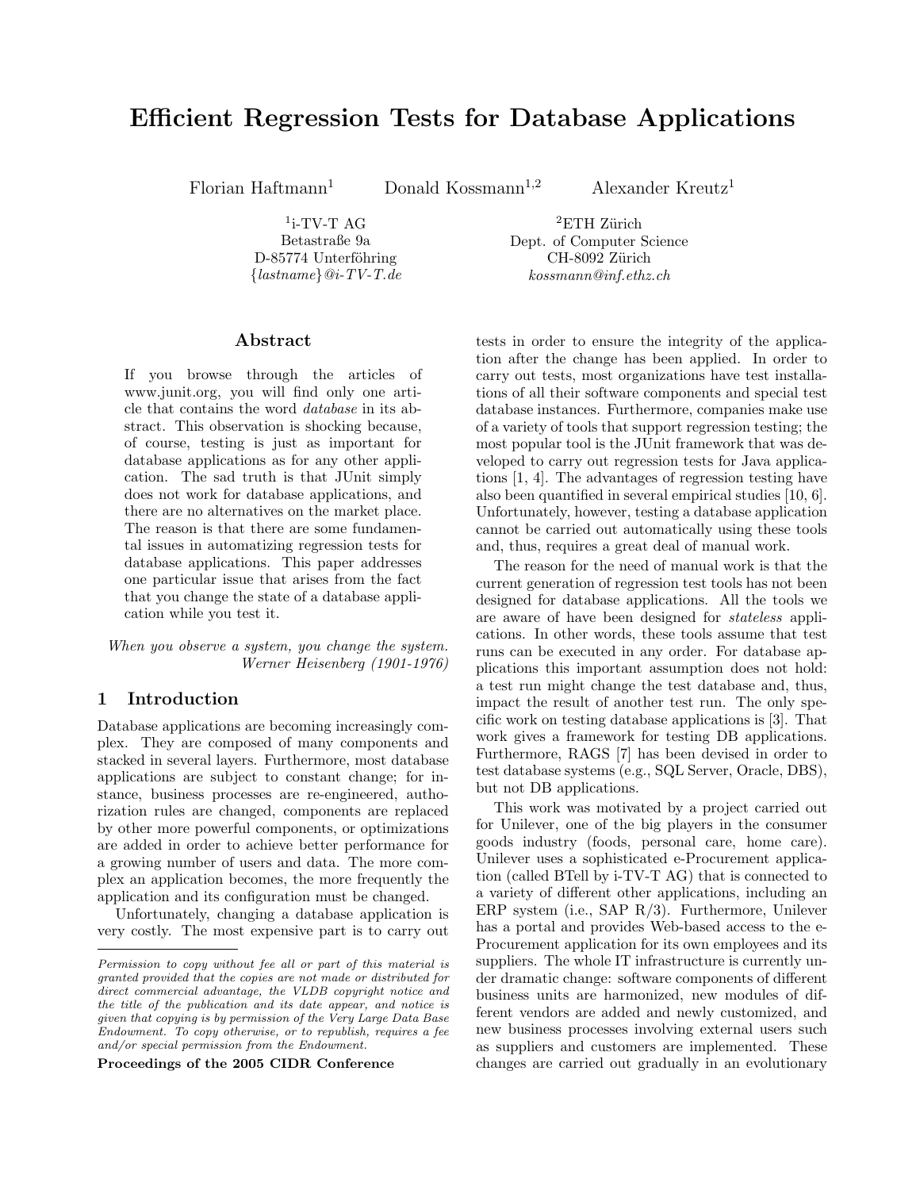# Efficient Regression Tests for Database Applications

Florian Haftmann[1] Donald Kossmann[1,2] Alexander Kreutz[1]

[1]i-TV-T AG
Betastraße 9a
D-85774 Unterföhring
{*lastname*}@*i-TV-T.de*

[2]ETH Zürich
Dept. of Computer Science
CH-8092 Zürich
*kossmann@inf.ethz.ch*

## Abstract

If you browse through the articles of www.junit.org, you will find only one article that contains the word *database* in its abstract. This observation is shocking because, of course, testing is just as important for database applications as for any other application. The sad truth is that JUnit simply does not work for database applications, and there are no alternatives on the market place. The reason is that there are some fundamental issues in automatizing regression tests for database applications. This paper addresses one particular issue that arises from the fact that you change the state of a database application while you test it.

*When you observe a system, you change the system.*
*Werner Heisenberg (1901-1976)*

## 1 Introduction

Database applications are becoming increasingly complex. They are composed of many components and stacked in several layers. Furthermore, most database applications are subject to constant change; for instance, business processes are re-engineered, authorization rules are changed, components are replaced by other more powerful components, or optimizations are added in order to achieve better performance for a growing number of users and data. The more complex an application becomes, the more frequently the application and its configuration must be changed.

Unfortunately, changing a database application is very costly. The most expensive part is to carry out tests in order to ensure the integrity of the application after the change has been applied. In order to carry out tests, most organizations have test installations of all their software components and special test database instances. Furthermore, companies make use of a variety of tools that support regression testing; the most popular tool is the JUnit framework that was developed to carry out regression tests for Java applications [1, 4]. The advantages of regression testing have also been quantified in several empirical studies [10, 6]. Unfortunately, however, testing a database application cannot be carried out automatically using these tools and, thus, requires a great deal of manual work.

The reason for the need of manual work is that the current generation of regression test tools has not been designed for database applications. All the tools we are aware of have been designed for *stateless* applications. In other words, these tools assume that test runs can be executed in any order. For database applications this important assumption does not hold: a test run might change the test database and, thus, impact the result of another test run. The only specific work on testing database applications is [3]. That work gives a framework for testing DB applications. Furthermore, RAGS [7] has been devised in order to test database systems (e.g., SQL Server, Oracle, DBS), but not DB applications.

This work was motivated by a project carried out for Unilever, one of the big players in the consumer goods industry (foods, personal care, home care). Unilever uses a sophisticated e-Procurement application (called BTell by i-TV-T AG) that is connected to a variety of different other applications, including an ERP system (i.e., SAP R/3). Furthermore, Unilever has a portal and provides Web-based access to the e-Procurement application for its own employees and its suppliers. The whole IT infrastructure is currently under dramatic change: software components of different business units are harmonized, new modules of different vendors are added and newly customized, and new business processes involving external users such as suppliers and customers are implemented. These changes are carried out gradually in an evolutionary

---

*Permission to copy without fee all or part of this material is granted provided that the copies are not made or distributed for direct commercial advantage, the VLDB copyright notice and the title of the publication and its date appear, and notice is given that copying is by permission of the Very Large Data Base Endowment. To copy otherwise, or to republish, requires a fee and/or special permission from the Endowment.*

**Proceedings of the 2005 CIDR Conference**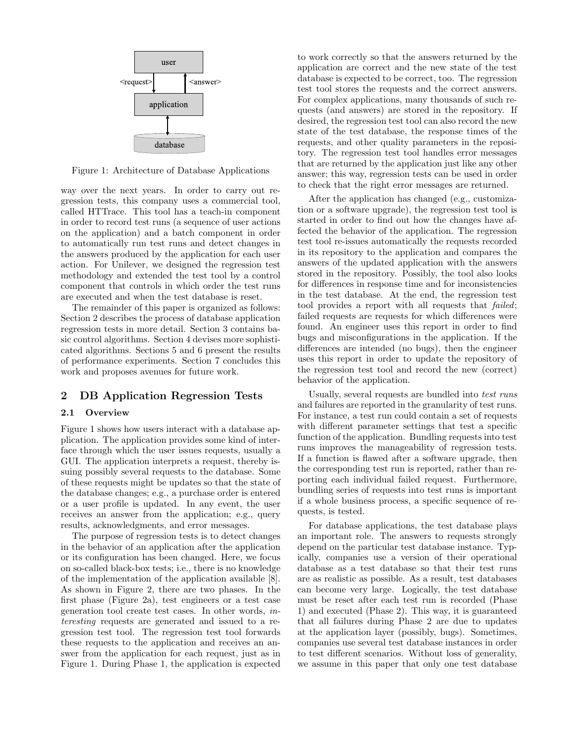Figure 1: Architecture of Database Applications

way over the next years. In order to carry out regression tests, this company uses a commercial tool, called HTTrace. This tool has a teach-in component in order to record test runs (a sequence of user actions on the application) and a batch component in order to automatically run test runs and detect changes in the answers produced by the application for each user action. For Unilever, we designed the regression test methodology and extended the test tool by a control component that controls in which order the test runs are executed and when the test database is reset.

The remainder of this paper is organized as follows: Section 2 describes the process of database application regression tests in more detail. Section 3 contains basic control algorithms. Section 4 devises more sophisticated algorithms. Sections 5 and 6 present the results of performance experiments. Section 7 concludes this work and proposes avenues for future work.

## 2 DB Application Regression Tests

### 2.1 Overview

Figure 1 shows how users interact with a database application. The application provides some kind of interface through which the user issues requests, usually a GUI. The application interprets a request, thereby issuing possibly several requests to the database. Some of these requests might be updates so that the state of the database changes; e.g., a purchase order is entered or a user profile is updated. In any event, the user receives an answer from the application; e.g., query results, acknowledgments, and error messages.

The purpose of regression tests is to detect changes in the behavior of an application after the application or its configuration has been changed. Here, we focus on so-called black-box tests; i.e., there is no knowledge of the implementation of the application available [8]. As shown in Figure 2, there are two phases. In the first phase (Figure 2a), test engineers or a test case generation tool create test cases. In other words, *interesting* requests are generated and issued to a regression test tool. The regression test tool forwards these requests to the application and receives an answer from the application for each request, just as in Figure 1. During Phase 1, the application is expected to work correctly so that the answers returned by the application are correct and the new state of the test database is expected to be correct, too. The regression test tool stores the requests and the correct answers. For complex applications, many thousands of such requests (and answers) are stored in the repository. If desired, the regression test tool can also record the new state of the test database, the response times of the requests, and other quality parameters in the repository. The regression test tool handles error messages that are returned by the application just like any other answer; this way, regression tests can be used in order to check that the right error messages are returned.

After the application has changed (e.g., customization or a software upgrade), the regression test tool is started in order to find out how the changes have affected the behavior of the application. The regression test tool re-issues automatically the requests recorded in its repository to the application and compares the answers of the updated application with the answers stored in the repository. Possibly, the tool also looks for differences in response time and for inconsistencies in the test database. At the end, the regression test tool provides a report with all requests that *failed*; failed requests are requests for which differences were found. An engineer uses this report in order to find bugs and misconfigurations in the application. If the differences are intended (no bugs), then the engineer uses this report in order to update the repository of the regression test tool and record the new (correct) behavior of the application.

Usually, several requests are bundled into *test runs* and failures are reported in the granularity of test runs. For instance, a test run could contain a set of requests with different parameter settings that test a specific function of the application. Bundling requests into test runs improves the manageability of regression tests. If a function is flawed after a software upgrade, then the corresponding test run is reported, rather than reporting each individual failed request. Furthermore, bundling series of requests into test runs is important if a whole business process, a specific sequence of requests, is tested.

For database applications, the test database plays an important role. The answers to requests strongly depend on the particular test database instance. Typically, companies use a version of their operational database as a test database so that their test runs are as realistic as possible. As a result, test databases can become very large. Logically, the test database must be reset after each test run is recorded (Phase 1) and executed (Phase 2). This way, it is guaranteed that all failures during Phase 2 are due to updates at the application layer (possibly, bugs). Sometimes, companies use several test database instances in order to test different scenarios. Without loss of generality, we assume in this paper that only one test database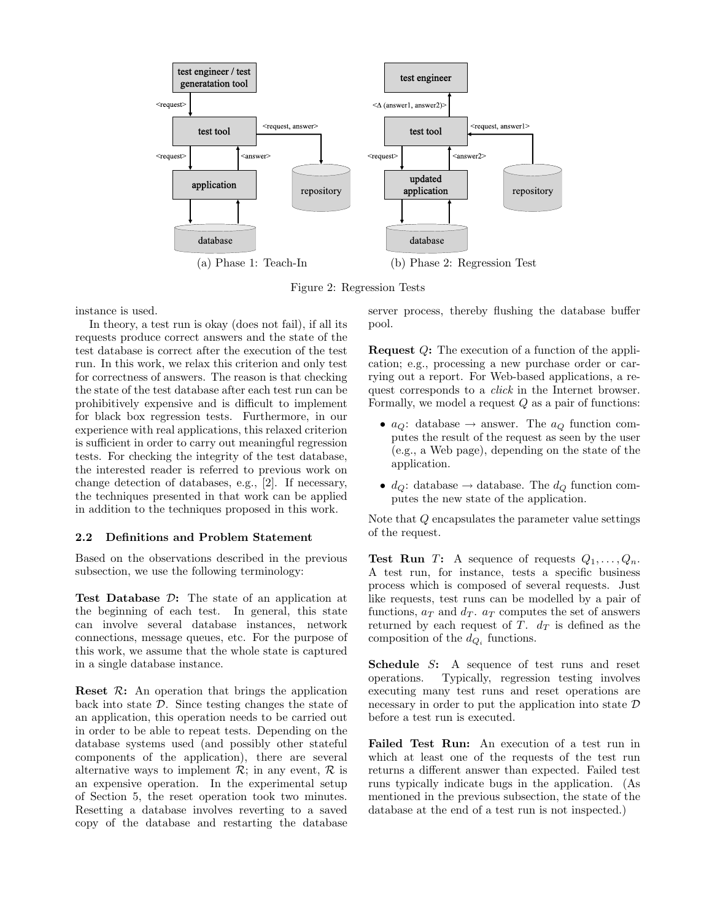(a) Phase 1: Teach-In

(b) Phase 2: Regression Test

Figure 2: Regression Tests

instance is used.

In theory, a test run is okay (does not fail), if all its requests produce correct answers and the state of the test database is correct after the execution of the test run. In this work, we relax this criterion and only test for correctness of answers. The reason is that checking the state of the test database after each test run can be prohibitively expensive and is difficult to implement for black box regression tests. Furthermore, in our experience with real applications, this relaxed criterion is sufficient in order to carry out meaningful regression tests. For checking the integrity of the test database, the interested reader is referred to previous work on change detection of databases, e.g., [2]. If necessary, the techniques presented in that work can be applied in addition to the techniques proposed in this work.

### 2.2 Definitions and Problem Statement

Based on the observations described in the previous subsection, we use the following terminology:

**Test Database $\mathcal{D}$:** The state of an application at the beginning of each test. In general, this state can involve several database instances, network connections, message queues, etc. For the purpose of this work, we assume that the whole state is captured in a single database instance.

**Reset $\mathcal{R}$:** An operation that brings the application back into state $\mathcal{D}$. Since testing changes the state of an application, this operation needs to be carried out in order to be able to repeat tests. Depending on the database systems used (and possibly other stateful components of the application), there are several alternative ways to implement $\mathcal{R}$; in any event, $\mathcal{R}$ is an expensive operation. In the experimental setup of Section 5, the reset operation took two minutes. Resetting a database involves reverting to a saved copy of the database and restarting the database server process, thereby flushing the database buffer pool.

**Request $Q$:** The execution of a function of the application; e.g., processing a new purchase order or carrying out a report. For Web-based applications, a request corresponds to a *click* in the Internet browser. Formally, we model a request $Q$ as a pair of functions:

- $a_Q$: database $\rightarrow$ answer. The $a_Q$ function computes the result of the request as seen by the user (e.g., a Web page), depending on the state of the application.
- $d_Q$: database $\rightarrow$ database. The $d_Q$ function computes the new state of the application.

Note that $Q$ encapsulates the parameter value settings of the request.

**Test Run $T$:** A sequence of requests $Q_1, \ldots, Q_n$. A test run, for instance, tests a specific business process which is composed of several requests. Just like requests, test runs can be modelled by a pair of functions, $a_T$ and $d_T$. $a_T$ computes the set of answers returned by each request of $T$. $d_T$ is defined as the composition of the $d_{Q_i}$ functions.

**Schedule $S$:** A sequence of test runs and reset operations. Typically, regression testing involves executing many test runs and reset operations are necessary in order to put the application into state $\mathcal{D}$ before a test run is executed.

**Failed Test Run:** An execution of a test run in which at least one of the requests of the test run returns a different answer than expected. Failed test runs typically indicate bugs in the application. (As mentioned in the previous subsection, the state of the database at the end of a test run is not inspected.)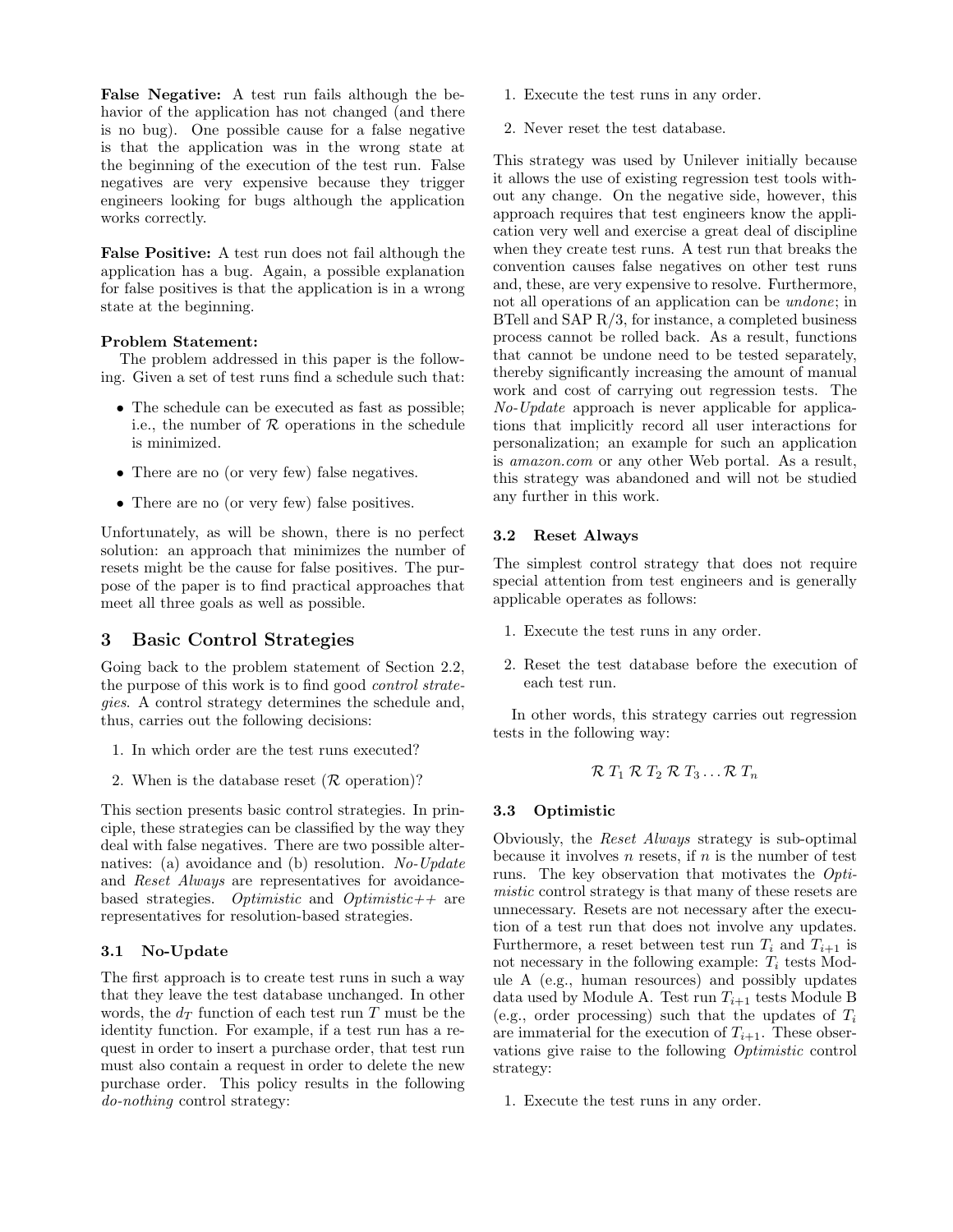**False Negative:** A test run fails although the behavior of the application has not changed (and there is no bug). One possible cause for a false negative is that the application was in the wrong state at the beginning of the execution of the test run. False negatives are very expensive because they trigger engineers looking for bugs although the application works correctly.

**False Positive:** A test run does not fail although the application has a bug. Again, a possible explanation for false positives is that the application is in a wrong state at the beginning.

**Problem Statement:**

The problem addressed in this paper is the following. Given a set of test runs find a schedule such that:

- The schedule can be executed as fast as possible; i.e., the number of $\mathcal{R}$ operations in the schedule is minimized.
- There are no (or very few) false negatives.
- There are no (or very few) false positives.

Unfortunately, as will be shown, there is no perfect solution: an approach that minimizes the number of resets might be the cause for false positives. The purpose of the paper is to find practical approaches that meet all three goals as well as possible.

## 3 Basic Control Strategies

Going back to the problem statement of Section 2.2, the purpose of this work is to find good *control strategies*. A control strategy determines the schedule and, thus, carries out the following decisions:

1. In which order are the test runs executed?
2. When is the database reset ($\mathcal{R}$ operation)?

This section presents basic control strategies. In principle, these strategies can be classified by the way they deal with false negatives. There are two possible alternatives: (a) avoidance and (b) resolution. *No-Update* and *Reset Always* are representatives for avoidance-based strategies. *Optimistic* and *Optimistic++* are representatives for resolution-based strategies.

### 3.1 No-Update

The first approach is to create test runs in such a way that they leave the test database unchanged. In other words, the $d_T$ function of each test run $T$ must be the identity function. For example, if a test run has a request in order to insert a purchase order, that test run must also contain a request in order to delete the new purchase order. This policy results in the following *do-nothing* control strategy:

1. Execute the test runs in any order.
2. Never reset the test database.

This strategy was used by Unilever initially because it allows the use of existing regression test tools without any change. On the negative side, however, this approach requires that test engineers know the application very well and exercise a great deal of discipline when they create test runs. A test run that breaks the convention causes false negatives on other test runs and, these, are very expensive to resolve. Furthermore, not all operations of an application can be *undone*; in BTell and SAP R/3, for instance, a completed business process cannot be rolled back. As a result, functions that cannot be undone need to be tested separately, thereby significantly increasing the amount of manual work and cost of carrying out regression tests. The *No-Update* approach is never applicable for applications that implicitly record all user interactions for personalization; an example for such an application is *amazon.com* or any other Web portal. As a result, this strategy was abandoned and will not be studied any further in this work.

### 3.2 Reset Always

The simplest control strategy that does not require special attention from test engineers and is generally applicable operates as follows:

1. Execute the test runs in any order.
2. Reset the test database before the execution of each test run.

In other words, this strategy carries out regression tests in the following way:

$$\mathcal{R}\ T_1\ \mathcal{R}\ T_2\ \mathcal{R}\ T_3 \ldots \mathcal{R}\ T_n$$

### 3.3 Optimistic

Obviously, the *Reset Always* strategy is sub-optimal because it involves $n$ resets, if $n$ is the number of test runs. The key observation that motivates the *Optimistic* control strategy is that many of these resets are unnecessary. Resets are not necessary after the execution of a test run that does not involve any updates. Furthermore, a reset between test run $T_i$ and $T_{i+1}$ is not necessary in the following example: $T_i$ tests Module A (e.g., human resources) and possibly updates data used by Module A. Test run $T_{i+1}$ tests Module B (e.g., order processing) such that the updates of $T_i$ are immaterial for the execution of $T_{i+1}$. These observations give raise to the following *Optimistic* control strategy:

1. Execute the test runs in any order.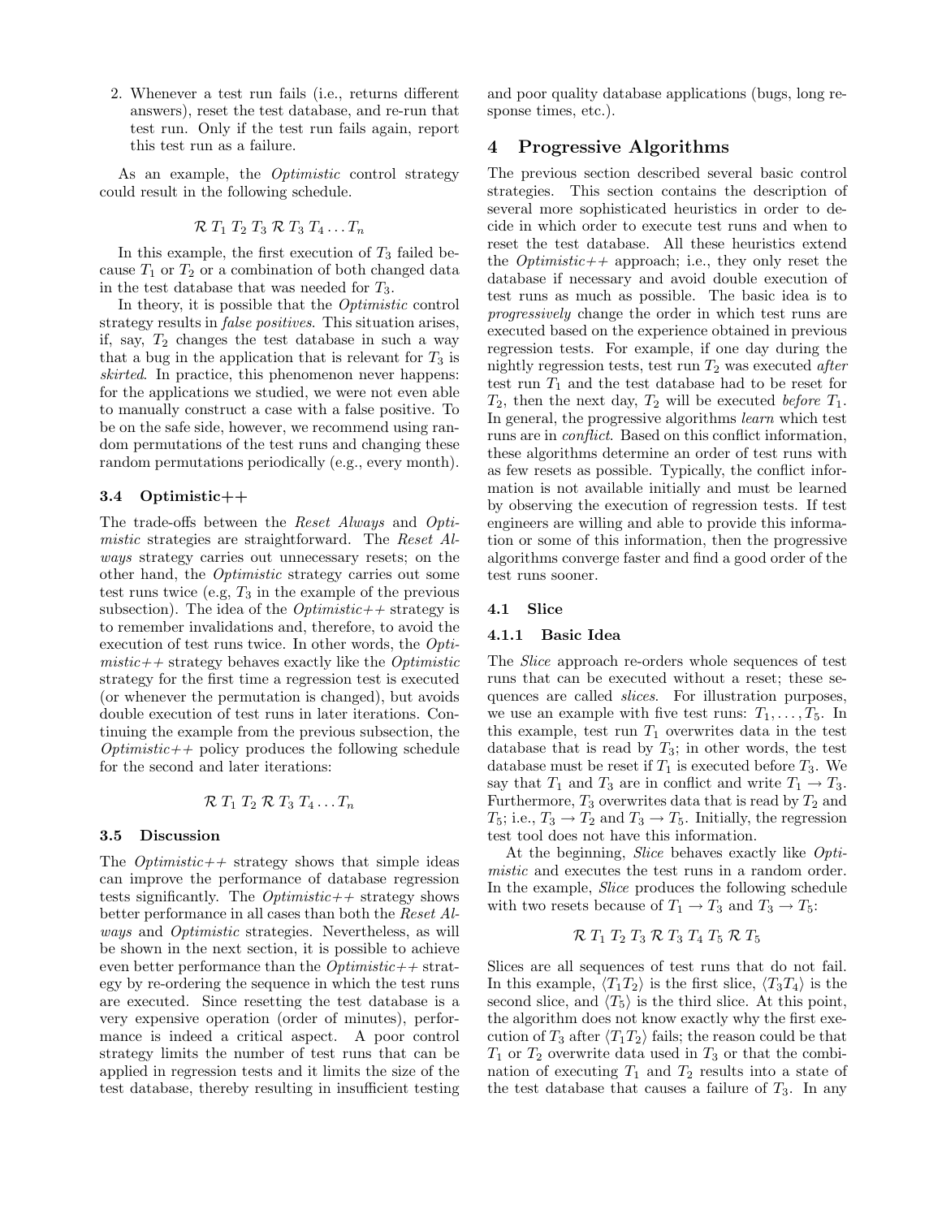2. Whenever a test run fails (i.e., returns different answers), reset the test database, and re-run that test run. Only if the test run fails again, report this test run as a failure.

As an example, the *Optimistic* control strategy could result in the following schedule.

$$\mathcal{R}\ T_1\ T_2\ T_3\ \mathcal{R}\ T_3\ T_4 \ldots T_n$$

In this example, the first execution of $T_3$ failed because $T_1$ or $T_2$ or a combination of both changed data in the test database that was needed for $T_3$.

In theory, it is possible that the *Optimistic* control strategy results in *false positives*. This situation arises, if, say, $T_2$ changes the test database in such a way that a bug in the application that is relevant for $T_3$ is *skirted*. In practice, this phenomenon never happens: for the applications we studied, we were not even able to manually construct a case with a false positive. To be on the safe side, however, we recommend using random permutations of the test runs and changing these random permutations periodically (e.g., every month).

### 3.4 Optimistic++

The trade-offs between the *Reset Always* and *Optimistic* strategies are straightforward. The *Reset Always* strategy carries out unnecessary resets; on the other hand, the *Optimistic* strategy carries out some test runs twice (e.g, $T_3$ in the example of the previous subsection). The idea of the *Optimistic++* strategy is to remember invalidations and, therefore, to avoid the execution of test runs twice. In other words, the *Optimistic++* strategy behaves exactly like the *Optimistic* strategy for the first time a regression test is executed (or whenever the permutation is changed), but avoids double execution of test runs in later iterations. Continuing the example from the previous subsection, the *Optimistic++* policy produces the following schedule for the second and later iterations:

$$\mathcal{R}\ T_1\ T_2\ \mathcal{R}\ T_3\ T_4 \ldots T_n$$

### 3.5 Discussion

The *Optimistic++* strategy shows that simple ideas can improve the performance of database regression tests significantly. The *Optimistic++* strategy shows better performance in all cases than both the *Reset Always* and *Optimistic* strategies. Nevertheless, as will be shown in the next section, it is possible to achieve even better performance than the *Optimistic++* strategy by re-ordering the sequence in which the test runs are executed. Since resetting the test database is a very expensive operation (order of minutes), performance is indeed a critical aspect. A poor control strategy limits the number of test runs that can be applied in regression tests and it limits the size of the test database, thereby resulting in insufficient testing and poor quality database applications (bugs, long response times, etc.).

## 4 Progressive Algorithms

The previous section described several basic control strategies. This section contains the description of several more sophisticated heuristics in order to decide in which order to execute test runs and when to reset the test database. All these heuristics extend the *Optimistic++* approach; i.e., they only reset the database if necessary and avoid double execution of test runs as much as possible. The basic idea is to *progressively* change the order in which test runs are executed based on the experience obtained in previous regression tests. For example, if one day during the nightly regression tests, test run $T_2$ was executed *after* test run $T_1$ and the test database had to be reset for $T_2$, then the next day, $T_2$ will be executed *before* $T_1$. In general, the progressive algorithms *learn* which test runs are in *conflict*. Based on this conflict information, these algorithms determine an order of test runs with as few resets as possible. Typically, the conflict information is not available initially and must be learned by observing the execution of regression tests. If test engineers are willing and able to provide this information or some of this information, then the progressive algorithms converge faster and find a good order of the test runs sooner.

### 4.1 Slice

#### 4.1.1 Basic Idea

The *Slice* approach re-orders whole sequences of test runs that can be executed without a reset; these sequences are called *slices*. For illustration purposes, we use an example with five test runs: $T_1, \ldots, T_5$. In this example, test run $T_1$ overwrites data in the test database that is read by $T_3$; in other words, the test database must be reset if $T_1$ is executed before $T_3$. We say that $T_1$ and $T_3$ are in conflict and write $T_1 \rightarrow T_3$. Furthermore, $T_3$ overwrites data that is read by $T_2$ and $T_5$; i.e., $T_3 \rightarrow T_2$ and $T_3 \rightarrow T_5$. Initially, the regression test tool does not have this information.

At the beginning, *Slice* behaves exactly like *Optimistic* and executes the test runs in a random order. In the example, *Slice* produces the following schedule with two resets because of $T_1 \rightarrow T_3$ and $T_3 \rightarrow T_5$:

$$\mathcal{R}\ T_1\ T_2\ T_3\ \mathcal{R}\ T_3\ T_4\ T_5\ \mathcal{R}\ T_5$$

Slices are all sequences of test runs that do not fail. In this example, $\langle T_1 T_2 \rangle$ is the first slice, $\langle T_3 T_4 \rangle$ is the second slice, and $\langle T_5 \rangle$ is the third slice. At this point, the algorithm does not know exactly why the first execution of $T_3$ after $\langle T_1 T_2 \rangle$ fails; the reason could be that $T_1$ or $T_2$ overwrite data used in $T_3$ or that the combination of executing $T_1$ and $T_2$ results into a state of the test database that causes a failure of $T_3$. In any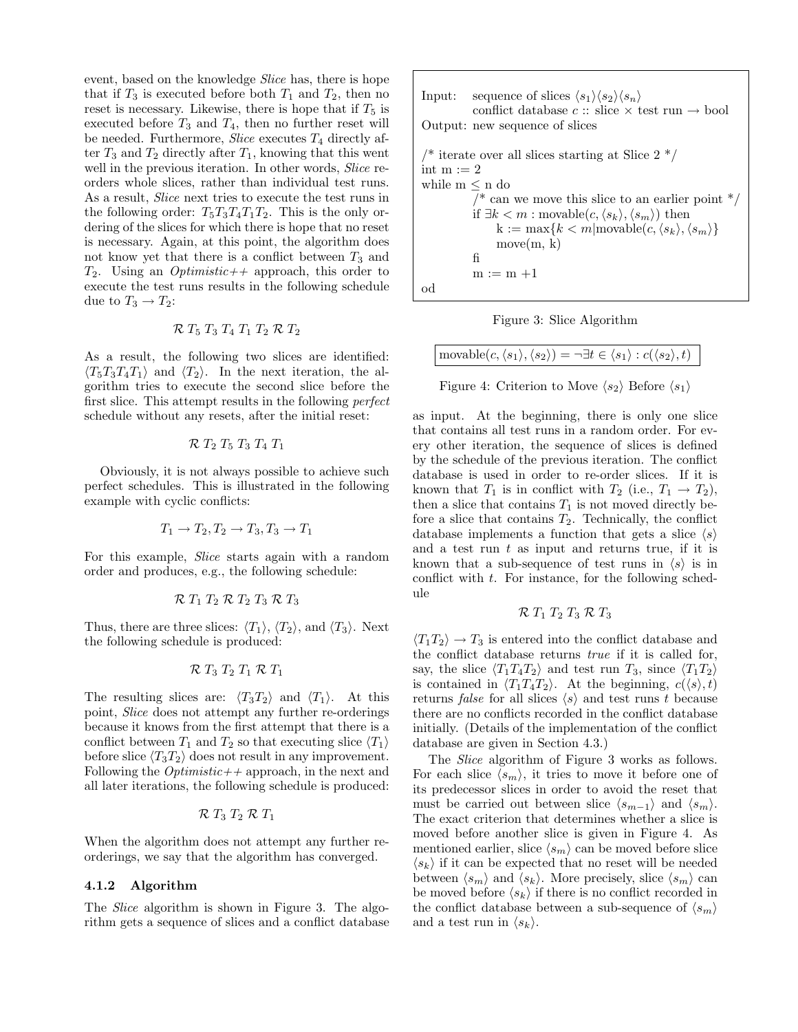event, based on the knowledge *Slice* has, there is hope that if $T_3$ is executed before both $T_1$ and $T_2$, then no reset is necessary. Likewise, there is hope that if $T_5$ is executed before $T_3$ and $T_4$, then no further reset will be needed. Furthermore, *Slice* executes $T_4$ directly after $T_3$ and $T_2$ directly after $T_1$, knowing that this went well in the previous iteration. In other words, *Slice* reorders whole slices, rather than individual test runs. As a result, *Slice* next tries to execute the test runs in the following order: $T_5 T_3 T_4 T_1 T_2$. This is the only ordering of the slices for which there is hope that no reset is necessary. Again, at this point, the algorithm does not know yet that there is a conflict between $T_3$ and $T_2$. Using an *Optimistic++* approach, this order to execute the test runs results in the following schedule due to $T_3 \rightarrow T_2$:

$$\mathcal{R}\ T_5\ T_3\ T_4\ T_1\ T_2\ \mathcal{R}\ T_2$$

As a result, the following two slices are identified: $\langle T_5 T_3 T_4 T_1 \rangle$ and $\langle T_2 \rangle$. In the next iteration, the algorithm tries to execute the second slice before the first slice. This attempt results in the following *perfect* schedule without any resets, after the initial reset:

$$\mathcal{R}\ T_2\ T_5\ T_3\ T_4\ T_1$$

Obviously, it is not always possible to achieve such perfect schedules. This is illustrated in the following example with cyclic conflicts:

$$T_1 \rightarrow T_2, T_2 \rightarrow T_3, T_3 \rightarrow T_1$$

For this example, *Slice* starts again with a random order and produces, e.g., the following schedule:

$$\mathcal{R}\ T_1\ T_2\ \mathcal{R}\ T_2\ T_3\ \mathcal{R}\ T_3$$

Thus, there are three slices: $\langle T_1 \rangle$, $\langle T_2 \rangle$, and $\langle T_3 \rangle$. Next the following schedule is produced:

$$\mathcal{R}\ T_3\ T_2\ T_1\ \mathcal{R}\ T_1$$

The resulting slices are: $\langle T_3 T_2 \rangle$ and $\langle T_1 \rangle$. At this point, *Slice* does not attempt any further re-orderings because it knows from the first attempt that there is a conflict between $T_1$ and $T_2$ so that executing slice $\langle T_1 \rangle$ before slice $\langle T_3 T_2 \rangle$ does not result in any improvement. Following the *Optimistic++* approach, in the next and all later iterations, the following schedule is produced:

$$\mathcal{R}\ T_3\ T_2\ \mathcal{R}\ T_1$$

When the algorithm does not attempt any further reorderings, we say that the algorithm has converged.

#### 4.1.2 Algorithm

The *Slice* algorithm is shown in Figure 3. The algorithm gets a sequence of slices and a conflict database as input. At the beginning, there is only one slice that contains all test runs in a random order. For every other iteration, the sequence of slices is defined by the schedule of the previous iteration. The conflict database is used in order to re-order slices. If it is known that $T_1$ is in conflict with $T_2$ (i.e., $T_1 \rightarrow T_2$), then a slice that contains $T_1$ is not moved directly before a slice that contains $T_2$. Technically, the conflict database implements a function that gets a slice $\langle s \rangle$ and a test run $t$ as input and returns true, if it is known that a sub-sequence of test runs in $\langle s \rangle$ is in conflict with $t$. For instance, for the following schedule

$$\mathcal{R}\ T_1\ T_2\ T_3\ \mathcal{R}\ T_3$$

$\langle T_1 T_2 \rangle \rightarrow T_3$ is entered into the conflict database and the conflict database returns *true* if it is called for, say, the slice $\langle T_1 T_4 T_2 \rangle$ and test run $T_3$, since $\langle T_1 T_2 \rangle$ is contained in $\langle T_1 T_4 T_2 \rangle$. At the beginning, $c(\langle s \rangle, t)$ returns *false* for all slices $\langle s \rangle$ and test runs $t$ because there are no conflicts recorded in the conflict database initially. (Details of the implementation of the conflict database are given in Section 4.3.)

```
Input:   sequence of slices ⟨s1⟩⟨s2⟩⟨sn⟩
         conflict database c :: slice × test run → bool
Output:  new sequence of slices

/* iterate over all slices starting at Slice 2 */
int m := 2
while m ≤ n do
         /* can we move this slice to an earlier point */
         if ∃k < m : movable(c, ⟨sk⟩, ⟨sm⟩) then
              k := max{k < m|movable(c, ⟨sk⟩, ⟨sm⟩}
              move(m, k)
         fi
         m := m +1
od
```

Figure 3: Slice Algorithm

$$\text{movable}(c, \langle s_1 \rangle, \langle s_2 \rangle) = \neg \exists t \in \langle s_1 \rangle : c(\langle s_2 \rangle, t)$$

Figure 4: Criterion to Move $\langle s_2 \rangle$ Before $\langle s_1 \rangle$

The *Slice* algorithm of Figure 3 works as follows. For each slice $\langle s_m \rangle$, it tries to move it before one of its predecessor slices in order to avoid the reset that must be carried out between slice $\langle s_{m-1} \rangle$ and $\langle s_m \rangle$. The exact criterion that determines whether a slice is moved before another slice is given in Figure 4. As mentioned earlier, slice $\langle s_m \rangle$ can be moved before slice $\langle s_k \rangle$ if it can be expected that no reset will be needed between $\langle s_m \rangle$ and $\langle s_k \rangle$. More precisely, slice $\langle s_m \rangle$ can be moved before $\langle s_k \rangle$ if there is no conflict recorded in the conflict database between a sub-sequence of $\langle s_m \rangle$ and a test run in $\langle s_k \rangle$.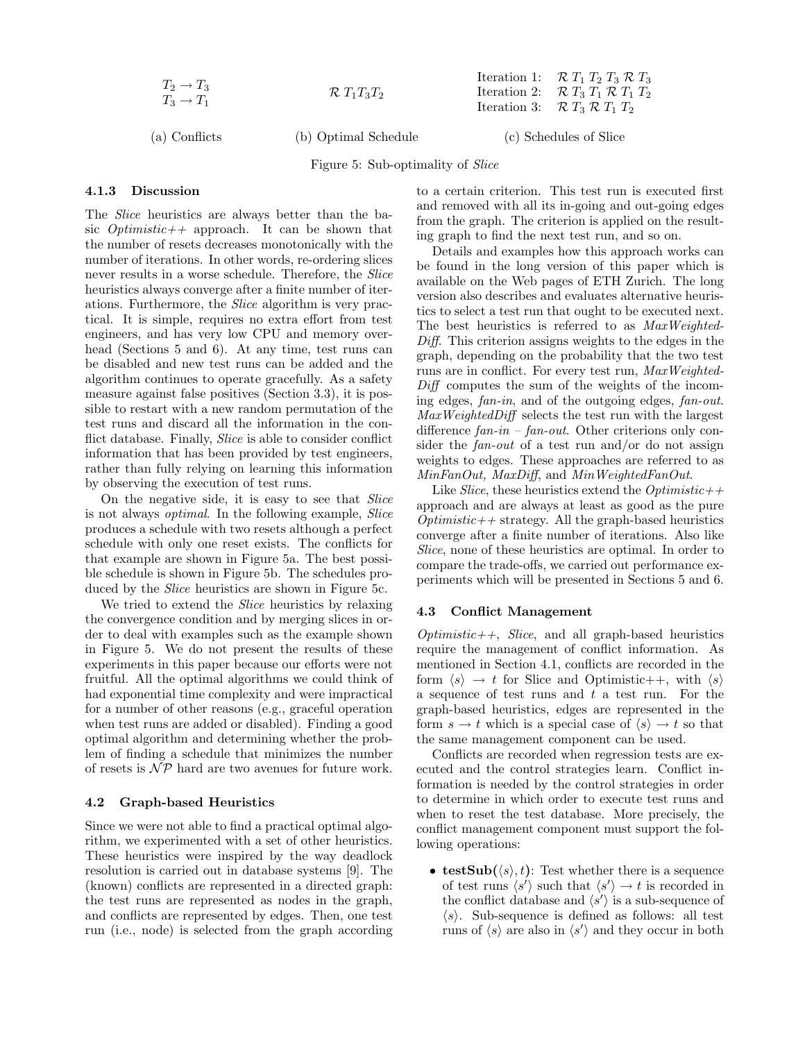| (a) Conflicts | (b) Optimal Schedule | (c) Schedules of *Slice* |
|---|---|---|
| $T_2 \rightarrow T_3$<br>$T_3 \rightarrow T_1$ | $\mathcal{R}\ T_1 T_3 T_2$ | Iteration 1: $\mathcal{R}\ T_1\ T_2\ T_3\ \mathcal{R}\ T_3$<br>Iteration 2: $\mathcal{R}\ T_3\ T_1\ \mathcal{R}\ T_1\ T_2$<br>Iteration 3: $\mathcal{R}\ T_3\ \mathcal{R}\ T_1\ T_2$ |

Figure 5: Sub-optimality of *Slice*

#### 4.1.3 Discussion

The *Slice* heuristics are always better than the basic *Optimistic++* approach. It can be shown that the number of resets decreases monotonically with the number of iterations. In other words, re-ordering slices never results in a worse schedule. Therefore, the *Slice* heuristics always converge after a finite number of iterations. Furthermore, the *Slice* algorithm is very practical. It is simple, requires no extra effort from test engineers, and has very low CPU and memory overhead (Sections 5 and 6). At any time, test runs can be disabled and new test runs can be added and the algorithm continues to operate gracefully. As a safety measure against false positives (Section 3.3), it is possible to restart with a new random permutation of the test runs and discard all the information in the conflict database. Finally, *Slice* is able to consider conflict information that has been provided by test engineers, rather than fully relying on learning this information by observing the execution of test runs.

On the negative side, it is easy to see that *Slice* is not always *optimal*. In the following example, *Slice* produces a schedule with two resets although a perfect schedule with only one reset exists. The conflicts for that example are shown in Figure 5a. The best possible schedule is shown in Figure 5b. The schedules produced by the *Slice* heuristics are shown in Figure 5c.

We tried to extend the *Slice* heuristics by relaxing the convergence condition and by merging slices in order to deal with examples such as the example shown in Figure 5. We do not present the results of these experiments in this paper because our efforts were not fruitful. All the optimal algorithms we could think of had exponential time complexity and were impractical for a number of other reasons (e.g., graceful operation when test runs are added or disabled). Finding a good optimal algorithm and determining whether the problem of finding a schedule that minimizes the number of resets is $\mathcal{NP}$ hard are two avenues for future work.

### 4.2 Graph-based Heuristics

Since we were not able to find a practical optimal algorithm, we experimented with a set of other heuristics. These heuristics were inspired by the way deadlock resolution is carried out in database systems [9]. The (known) conflicts are represented in a directed graph: the test runs are represented as nodes in the graph, and conflicts are represented by edges. Then, one test run (i.e., node) is selected from the graph according to a certain criterion. This test run is executed first and removed with all its in-going and out-going edges from the graph. The criterion is applied on the resulting graph to find the next test run, and so on.

Details and examples how this approach works can be found in the long version of this paper which is available on the Web pages of ETH Zurich. The long version also describes and evaluates alternative heuristics to select a test run that ought to be executed next. The best heuristics is referred to as *MaxWeightedDiff*. This criterion assigns weights to the edges in the graph, depending on the probability that the two test runs are in conflict. For every test run, *MaxWeightedDiff* computes the sum of the weights of the incoming edges, *fan-in*, and of the outgoing edges, *fan-out*. *MaxWeightedDiff* selects the test run with the largest difference *fan-in* – *fan-out*. Other criterions only consider the *fan-out* of a test run and/or do not assign weights to edges. These approaches are referred to as *MinFanOut, MaxDiff*, and *MinWeightedFanOut*.

Like *Slice*, these heuristics extend the *Optimistic++* approach and are always at least as good as the pure *Optimistic++* strategy. All the graph-based heuristics converge after a finite number of iterations. Also like *Slice*, none of these heuristics are optimal. In order to compare the trade-offs, we carried out performance experiments which will be presented in Sections 5 and 6.

### 4.3 Conflict Management

*Optimistic++*, *Slice*, and all graph-based heuristics require the management of conflict information. As mentioned in Section 4.1, conflicts are recorded in the form $\langle s \rangle \rightarrow t$ for Slice and Optimistic++, with $\langle s \rangle$ a sequence of test runs and $t$ a test run. For the graph-based heuristics, edges are represented in the form $s \rightarrow t$ which is a special case of $\langle s \rangle \rightarrow t$ so that the same management component can be used.

Conflicts are recorded when regression tests are executed and the control strategies learn. Conflict information is needed by the control strategies in order to determine in which order to execute test runs and when to reset the test database. More precisely, the conflict management component must support the following operations:

- **testSub($\langle s \rangle, t$)**: Test whether there is a sequence of test runs $\langle s' \rangle$ such that $\langle s' \rangle \rightarrow t$ is recorded in the conflict database and $\langle s' \rangle$ is a sub-sequence of $\langle s \rangle$. Sub-sequence is defined as follows: all test runs of $\langle s \rangle$ are also in $\langle s' \rangle$ and they occur in both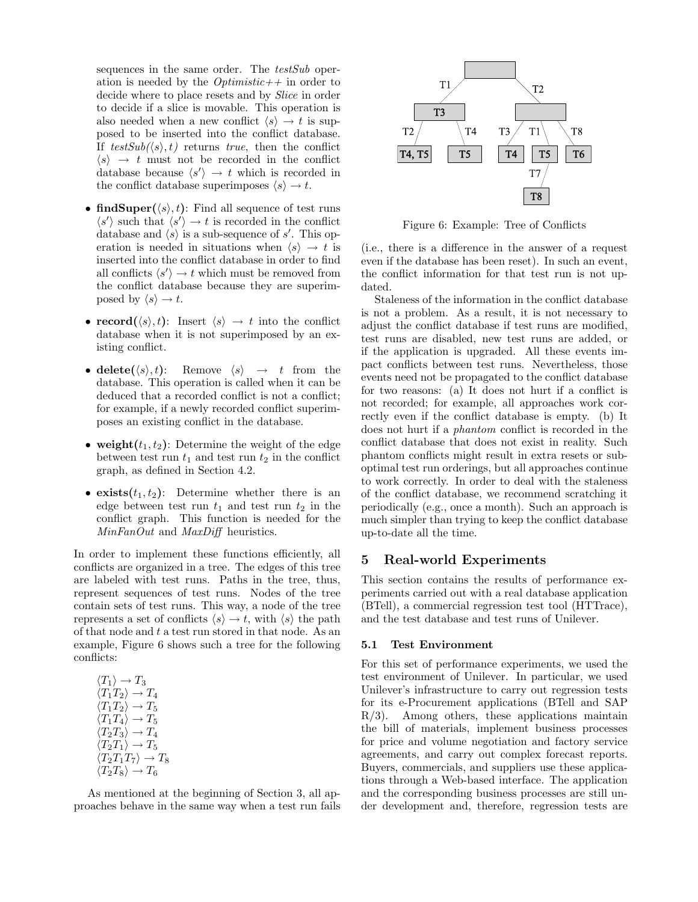sequences in the same order. The *testSub* operation is needed by the *Optimistic++* in order to decide where to place resets and by *Slice* in order to decide if a slice is movable. This operation is also needed when a new conflict $\langle s \rangle \rightarrow t$ is supposed to be inserted into the conflict database. If *testSub*($\langle s \rangle, t$) returns *true*, then the conflict $\langle s \rangle \rightarrow t$ must not be recorded in the conflict database because $\langle s' \rangle \rightarrow t$ which is recorded in the conflict database superimposes $\langle s \rangle \rightarrow t$.

- **findSuper($\langle s \rangle, t$)**: Find all sequence of test runs $\langle s' \rangle$ such that $\langle s' \rangle \rightarrow t$ is recorded in the conflict database and $\langle s \rangle$ is a sub-sequence of $s'$. This operation is needed in situations when $\langle s \rangle \rightarrow t$ is inserted into the conflict database in order to find all conflicts $\langle s' \rangle \rightarrow t$ which must be removed from the conflict database because they are superimposed by $\langle s \rangle \rightarrow t$.

- **record($\langle s \rangle, t$)**: Insert $\langle s \rangle \rightarrow t$ into the conflict database when it is not superimposed by an existing conflict.

- **delete($\langle s \rangle, t$)**: Remove $\langle s \rangle \rightarrow t$ from the database. This operation is called when it can be deduced that a recorded conflict is not a conflict; for example, if a newly recorded conflict superimposes an existing conflict in the database.

- **weight($t_1, t_2$)**: Determine the weight of the edge between test run $t_1$ and test run $t_2$ in the conflict graph, as defined in Section 4.2.

- **exists($t_1, t_2$)**: Determine whether there is an edge between test run $t_1$ and test run $t_2$ in the conflict graph. This function is needed for the *MinFanOut* and *MaxDiff* heuristics.

In order to implement these functions efficiently, all conflicts are organized in a tree. The edges of this tree are labeled with test runs. Paths in the tree, thus, represent sequences of test runs. Nodes of the tree contain sets of test runs. This way, a node of the tree represents a set of conflicts $\langle s \rangle \rightarrow t$, with $\langle s \rangle$ the path of that node and $t$ a test run stored in that node. As an example, Figure 6 shows such a tree for the following conflicts:

$\langle T_1 \rangle \rightarrow T_3$
$\langle T_1 T_2 \rangle \rightarrow T_4$
$\langle T_1 T_2 \rangle \rightarrow T_5$
$\langle T_1 T_4 \rangle \rightarrow T_5$
$\langle T_2 T_3 \rangle \rightarrow T_4$
$\langle T_2 T_1 \rangle \rightarrow T_5$
$\langle T_2 T_1 T_7 \rangle \rightarrow T_8$
$\langle T_2 T_8 \rangle \rightarrow T_6$

As mentioned at the beginning of Section 3, all approaches behave in the same way when a test run fails

Figure 6: Example: Tree of Conflicts

(i.e., there is a difference in the answer of a request even if the database has been reset). In such an event, the conflict information for that test run is not updated.

Staleness of the information in the conflict database is not a problem. As a result, it is not necessary to adjust the conflict database if test runs are modified, test runs are disabled, new test runs are added, or if the application is upgraded. All these events impact conflicts between test runs. Nevertheless, those events need not be propagated to the conflict database for two reasons: (a) It does not hurt if a conflict is not recorded; for example, all approaches work correctly even if the conflict database is empty. (b) It does not hurt if a *phantom* conflict is recorded in the conflict database that does not exist in reality. Such phantom conflicts might result in extra resets or suboptimal test run orderings, but all approaches continue to work correctly. In order to deal with the staleness of the conflict database, we recommend scratching it periodically (e.g., once a month). Such an approach is much simpler than trying to keep the conflict database up-to-date all the time.

## 5 Real-world Experiments

This section contains the results of performance experiments carried out with a real database application (BTell), a commercial regression test tool (HTTrace), and the test database and test runs of Unilever.

### 5.1 Test Environment

For this set of performance experiments, we used the test environment of Unilever. In particular, we used Unilever's infrastructure to carry out regression tests for its e-Procurement applications (BTell and SAP R/3). Among others, these applications maintain the bill of materials, implement business processes for price and volume negotiation and factory service agreements, and carry out complex forecast reports. Buyers, commercials, and suppliers use these applications through a Web-based interface. The application and the corresponding business processes are still under development and, therefore, regression tests are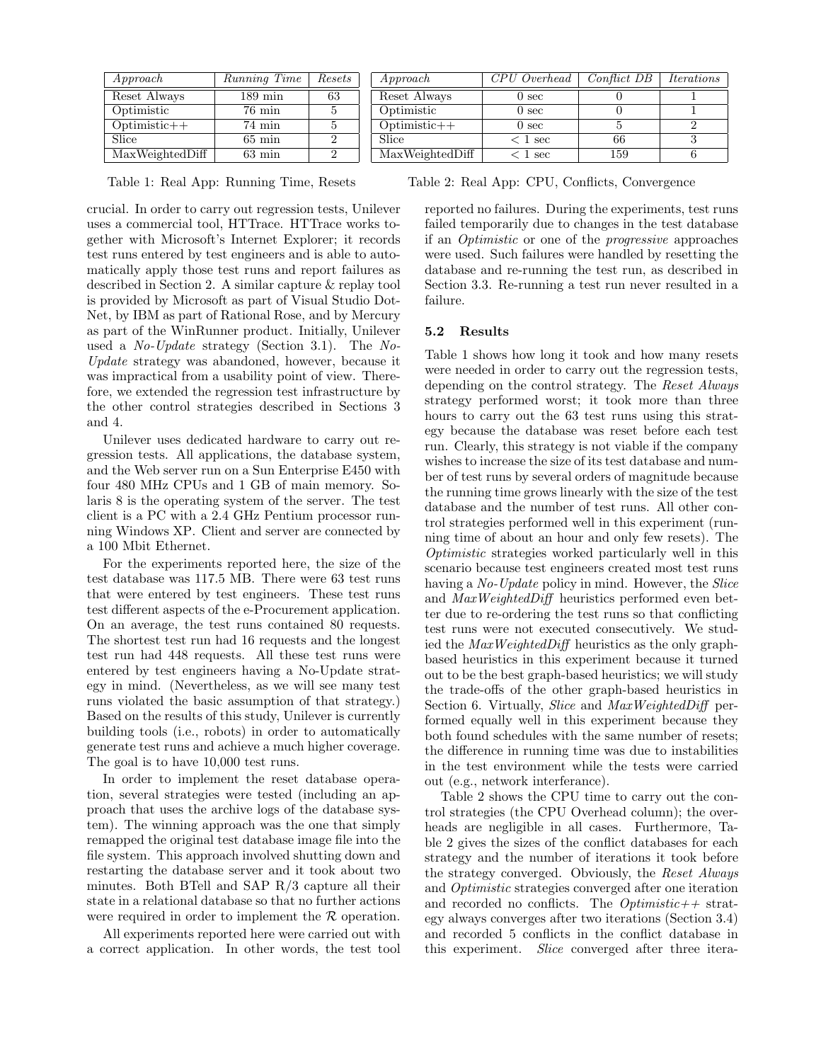| *Approach* | *Running Time* | *Resets* |
|---|---|---|
| Reset Always | 189 min | 63 |
| Optimistic | 76 min | 5 |
| Optimistic++ | 74 min | 5 |
| Slice | 65 min | 2 |
| MaxWeightedDiff | 63 min | 2 |

Table 1: Real App: Running Time, Resets

| *Approach* | *CPU Overhead* | *Conflict DB* | *Iterations* |
|---|---|---|---|
| Reset Always | 0 sec | 0 | 1 |
| Optimistic | 0 sec | 0 | 1 |
| Optimistic++ | 0 sec | 5 | 2 |
| Slice | < 1 sec | 66 | 3 |
| MaxWeightedDiff | < 1 sec | 159 | 6 |

Table 2: Real App: CPU, Conflicts, Convergence

crucial. In order to carry out regression tests, Unilever uses a commercial tool, HTTrace. HTTrace works together with Microsoft's Internet Explorer; it records test runs entered by test engineers and is able to automatically apply those test runs and report failures as described in Section 2. A similar capture & replay tool is provided by Microsoft as part of Visual Studio DotNet, by IBM as part of Rational Rose, and by Mercury as part of the WinRunner product. Initially, Unilever used a *No-Update* strategy (Section 3.1). The *No-Update* strategy was abandoned, however, because it was impractical from a usability point of view. Therefore, we extended the regression test infrastructure by the other control strategies described in Sections 3 and 4.

Unilever uses dedicated hardware to carry out regression tests. All applications, the database system, and the Web server run on a Sun Enterprise E450 with four 480 MHz CPUs and 1 GB of main memory. Solaris 8 is the operating system of the server. The test client is a PC with a 2.4 GHz Pentium processor running Windows XP. Client and server are connected by a 100 Mbit Ethernet.

For the experiments reported here, the size of the test database was 117.5 MB. There were 63 test runs that were entered by test engineers. These test runs test different aspects of the e-Procurement application. On an average, the test runs contained 80 requests. The shortest test run had 16 requests and the longest test run had 448 requests. All these test runs were entered by test engineers having a No-Update strategy in mind. (Nevertheless, as we will see many test runs violated the basic assumption of that strategy.) Based on the results of this study, Unilever is currently building tools (i.e., robots) in order to automatically generate test runs and achieve a much higher coverage. The goal is to have 10,000 test runs.

In order to implement the reset database operation, several strategies were tested (including an approach that uses the archive logs of the database system). The winning approach was the one that simply remapped the original test database image file into the file system. This approach involved shutting down and restarting the database server and it took about two minutes. Both BTell and SAP R/3 capture all their state in a relational database so that no further actions were required in order to implement the $\mathcal{R}$ operation.

All experiments reported here were carried out with a correct application. In other words, the test tool reported no failures. During the experiments, test runs failed temporarily due to changes in the test database if an *Optimistic* or one of the *progressive* approaches were used. Such failures were handled by resetting the database and re-running the test run, as described in Section 3.3. Re-running a test run never resulted in a failure.

### 5.2 Results

Table 1 shows how long it took and how many resets were needed in order to carry out the regression tests, depending on the control strategy. The *Reset Always* strategy performed worst; it took more than three hours to carry out the 63 test runs using this strategy because the database was reset before each test run. Clearly, this strategy is not viable if the company wishes to increase the size of its test database and number of test runs by several orders of magnitude because the running time grows linearly with the size of the test database and the number of test runs. All other control strategies performed well in this experiment (running time of about an hour and only few resets). The *Optimistic* strategies worked particularly well in this scenario because test engineers created most test runs having a *No-Update* policy in mind. However, the *Slice* and *MaxWeightedDiff* heuristics performed even better due to re-ordering the test runs so that conflicting test runs were not executed consecutively. We studied the *MaxWeightedDiff* heuristics as the only graph-based heuristics in this experiment because it turned out to be the best graph-based heuristics; we will study the trade-offs of the other graph-based heuristics in Section 6. Virtually, *Slice* and *MaxWeightedDiff* performed equally well in this experiment because they both found schedules with the same number of resets; the difference in running time was due to instabilities in the test environment while the tests were carried out (e.g., network interferance).

Table 2 shows the CPU time to carry out the control strategies (the CPU Overhead column); the overheads are negligible in all cases. Furthermore, Table 2 gives the sizes of the conflict databases for each strategy and the number of iterations it took before the strategy converged. Obviously, the *Reset Always* and *Optimistic* strategies converged after one iteration and recorded no conflicts. The *Optimistic++* strategy always converges after two iterations (Section 3.4) and recorded 5 conflicts in the conflict database in this experiment. *Slice* converged after three itera-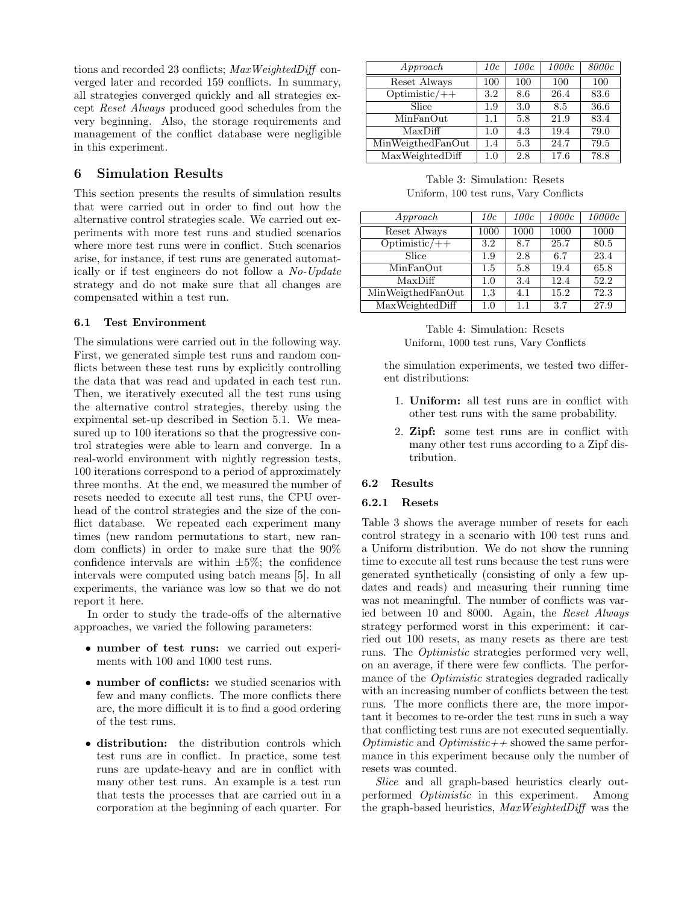tions and recorded 23 conflicts; *MaxWeightedDiff* converged later and recorded 159 conflicts. In summary, all strategies converged quickly and all strategies except *Reset Always* produced good schedules from the very beginning. Also, the storage requirements and management of the conflict database were negligible in this experiment.

## 6 Simulation Results

This section presents the results of simulation results that were carried out in order to find out how the alternative control strategies scale. We carried out experiments with more test runs and studied scenarios where more test runs were in conflict. Such scenarios arise, for instance, if test runs are generated automatically or if test engineers do not follow a *No-Update* strategy and do not make sure that all changes are compensated within a test run.

### 6.1 Test Environment

The simulations were carried out in the following way. First, we generated simple test runs and random conflicts between these test runs by explicitly controlling the data that was read and updated in each test run. Then, we iteratively executed all the test runs using the alternative control strategies, thereby using the expimental set-up described in Section 5.1. We measured up to 100 iterations so that the progressive control strategies were able to learn and converge. In a real-world environment with nightly regression tests, 100 iterations correspond to a period of approximately three months. At the end, we measured the number of resets needed to execute all test runs, the CPU overhead of the control strategies and the size of the conflict database. We repeated each experiment many times (new random permutations to start, new random conflicts) in order to make sure that the 90% confidence intervals are within ±5%; the confidence intervals were computed using batch means [5]. In all experiments, the variance was low so that we do not report it here.

In order to study the trade-offs of the alternative approaches, we varied the following parameters:

- **number of test runs:** we carried out experiments with 100 and 1000 test runs.
- **number of conflicts:** we studied scenarios with few and many conflicts. The more conflicts there are, the more difficult it is to find a good ordering of the test runs.
- **distribution:** the distribution controls which test runs are in conflict. In practice, some test runs are update-heavy and are in conflict with many other test runs. An example is a test run that tests the processes that are carried out in a corporation at the beginning of each quarter. For the simulation experiments, we tested two different distributions:

  1. **Uniform:** all test runs are in conflict with other test runs with the same probability.
  2. **Zipf:** some test runs are in conflict with many other test runs according to a Zipf distribution.

| *Approach* | *10c* | *100c* | *1000c* | *8000c* |
|---|---|---|---|---|
| Reset Always | 100 | 100 | 100 | 100 |
| Optimistic/++ | 3.2 | 8.6 | 26.4 | 83.6 |
| Slice | 1.9 | 3.0 | 8.5 | 36.6 |
| MinFanOut | 1.1 | 5.8 | 21.9 | 83.4 |
| MaxDiff | 1.0 | 4.3 | 19.4 | 79.0 |
| MinWeigthedFanOut | 1.4 | 5.3 | 24.7 | 79.5 |
| MaxWeightedDiff | 1.0 | 2.8 | 17.6 | 78.8 |

Table 3: Simulation: Resets
Uniform, 100 test runs, Vary Conflicts

| *Approach* | *10c* | *100c* | *1000c* | *10000c* |
|---|---|---|---|---|
| Reset Always | 1000 | 1000 | 1000 | 1000 |
| Optimistic/++ | 3.2 | 8.7 | 25.7 | 80.5 |
| Slice | 1.9 | 2.8 | 6.7 | 23.4 |
| MinFanOut | 1.5 | 5.8 | 19.4 | 65.8 |
| MaxDiff | 1.0 | 3.4 | 12.4 | 52.2 |
| MinWeigthedFanOut | 1.3 | 4.1 | 15.2 | 72.3 |
| MaxWeightedDiff | 1.0 | 1.1 | 3.7 | 27.9 |

Table 4: Simulation: Resets
Uniform, 1000 test runs, Vary Conflicts

### 6.2 Results

#### 6.2.1 Resets

Table 3 shows the average number of resets for each control strategy in a scenario with 100 test runs and a Uniform distribution. We do not show the running time to execute all test runs because the test runs were generated synthetically (consisting of only a few updates and reads) and measuring their running time was not meaningful. The number of conflicts was varied between 10 and 8000. Again, the *Reset Always* strategy performed worst in this experiment: it carried out 100 resets, as many resets as there are test runs. The *Optimistic* strategies performed very well, on an average, if there were few conflicts. The performance of the *Optimistic* strategies degraded radically with an increasing number of conflicts between the test runs. The more conflicts there are, the more important it becomes to re-order the test runs in such a way that conflicting test runs are not executed sequentially. *Optimistic* and *Optimistic++* showed the same performance in this experiment because only the number of resets was counted.

*Slice* and all graph-based heuristics clearly outperformed *Optimistic* in this experiment. Among the graph-based heuristics, *MaxWeightedDiff* was the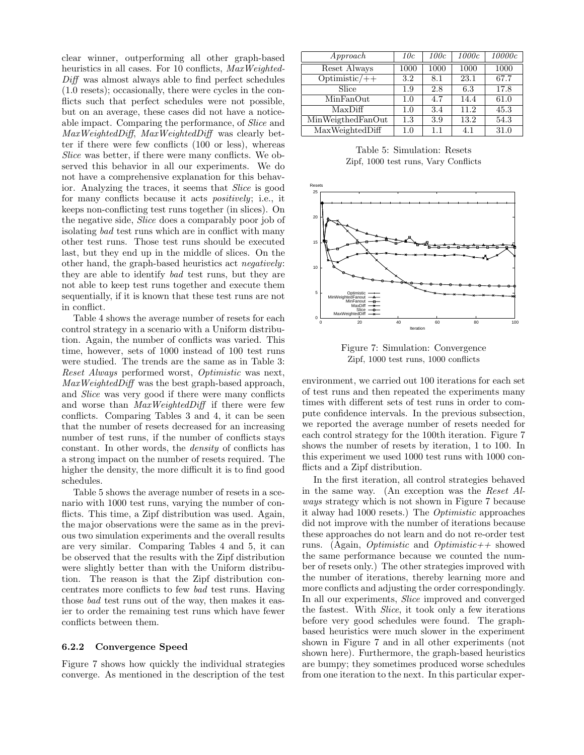clear winner, outperforming all other graph-based heuristics in all cases. For 10 conflicts, *MaxWeightedDiff* was almost always able to find perfect schedules (1.0 resets); occasionally, there were cycles in the conflicts such that perfect schedules were not possible, but on an average, these cases did not have a noticeable impact. Comparing the performance, of *Slice* and *MaxWeightedDiff*, *MaxWeightedDiff* was clearly better if there were few conflicts (100 or less), whereas *Slice* was better, if there were many conflicts. We observed this behavior in all our experiments. We do not have a comprehensive explanation for this behavior. Analyzing the traces, it seems that *Slice* is good for many conflicts because it acts *positively*; i.e., it keeps non-conflicting test runs together (in slices). On the negative side, *Slice* does a comparably poor job of isolating *bad* test runs which are in conflict with many other test runs. Those test runs should be executed last, but they end up in the middle of slices. On the other hand, the graph-based heuristics act *negatively*: they are able to identify *bad* test runs, but they are not able to keep test runs together and execute them sequentially, if it is known that these test runs are not in conflict.

Table 4 shows the average number of resets for each control strategy in a scenario with a Uniform distribution. Again, the number of conflicts was varied. This time, however, sets of 1000 instead of 100 test runs were studied. The trends are the same as in Table 3: *Reset Always* performed worst, *Optimistic* was next, *MaxWeightedDiff* was the best graph-based approach, and *Slice* was very good if there were many conflicts and worse than *MaxWeightedDiff* if there were few conflicts. Comparing Tables 3 and 4, it can be seen that the number of resets decreased for an increasing number of test runs, if the number of conflicts stays constant. In other words, the *density* of conflicts has a strong impact on the number of resets required. The higher the density, the more difficult it is to find good schedules.

Table 5 shows the average number of resets in a scenario with 1000 test runs, varying the number of conflicts. This time, a Zipf distribution was used. Again, the major observations were the same as in the previous two simulation experiments and the overall results are very similar. Comparing Tables 4 and 5, it can be observed that the results with the Zipf distribution were slightly better than with the Uniform distribution. The reason is that the Zipf distribution concentrates more conflicts to few *bad* test runs. Having those *bad* test runs out of the way, then makes it easier to order the remaining test runs which have fewer conflicts between them.

| *Approach* | *10c* | *100c* | *1000c* | *10000c* |
|---|---|---|---|---|
| Reset Always | 1000 | 1000 | 1000 | 1000 |
| Optimistic/++ | 3.2 | 8.1 | 23.1 | 67.7 |
| Slice | 1.9 | 2.8 | 6.3 | 17.8 |
| MinFanOut | 1.0 | 4.7 | 14.4 | 61.0 |
| MaxDiff | 1.0 | 3.4 | 11.2 | 45.3 |
| MinWeigthedFanOut | 1.3 | 3.9 | 13.2 | 54.3 |
| MaxWeightedDiff | 1.0 | 1.1 | 4.1 | 31.0 |

Table 5: Simulation: Resets
Zipf, 1000 test runs, Vary Conflicts

Figure 7: Simulation: Convergence
Zipf, 1000 test runs, 1000 conflicts

### 6.2.2 Convergence Speed

Figure 7 shows how quickly the individual strategies converge. As mentioned in the description of the test environment, we carried out 100 iterations for each set of test runs and then repeated the experiments many times with different sets of test runs in order to compute confidence intervals. In the previous subsection, we reported the average number of resets needed for each control strategy for the 100th iteration. Figure 7 shows the number of resets by iteration, 1 to 100. In this experiment we used 1000 test runs with 1000 conflicts and a Zipf distribution.

In the first iteration, all control strategies behaved in the same way. (An exception was the *Reset Always* strategy which is not shown in Figure 7 because it alway had 1000 resets.) The *Optimistic* approaches did not improve with the number of iterations because these approaches do not learn and do not re-order test runs. (Again, *Optimistic* and *Optimistic++* showed the same performance because we counted the number of resets only.) The other strategies improved with the number of iterations, thereby learning more and more conflicts and adjusting the order correspondingly. In all our experiments, *Slice* improved and converged the fastest. With *Slice*, it took only a few iterations before very good schedules were found. The graph-based heuristics were much slower in the experiment shown in Figure 7 and in all other experiments (not shown here). Furthermore, the graph-based heuristics are bumpy; they sometimes produced worse schedules from one iteration to the next. In this particular exper-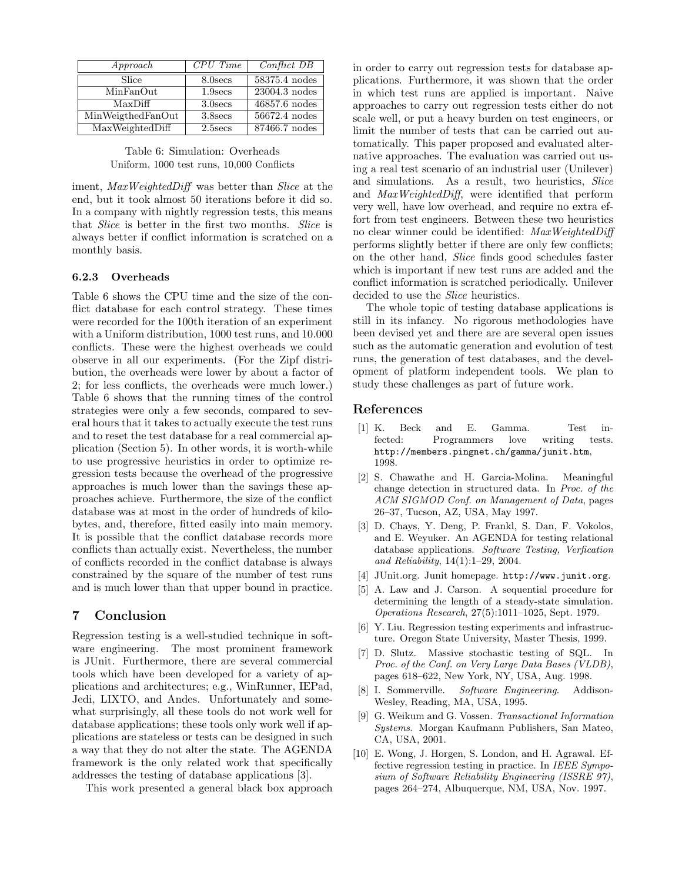| *Approach* | *CPU Time* | *Conflict DB* |
|---|---|---|
| Slice | 8.0secs | 58375.4 nodes |
| MinFanOut | 1.9secs | 23004.3 nodes |
| MaxDiff | 3.0secs | 46857.6 nodes |
| MinWeigthedFanOut | 3.8secs | 56672.4 nodes |
| MaxWeightedDiff | 2.5secs | 87466.7 nodes |

Table 6: Simulation: Overheads
Uniform, 1000 test runs, 10,000 Conflicts

iment, *MaxWeightedDiff* was better than *Slice* at the end, but it took almost 50 iterations before it did so. In a company with nightly regression tests, this means that *Slice* is better in the first two months. *Slice* is always better if conflict information is scratched on a monthly basis.

### 6.2.3 Overheads

Table 6 shows the CPU time and the size of the conflict database for each control strategy. These times were recorded for the 100th iteration of an experiment with a Uniform distribution, 1000 test runs, and 10.000 conflicts. These were the highest overheads we could observe in all our experiments. (For the Zipf distribution, the overheads were lower by about a factor of 2; for less conflicts, the overheads were much lower.) Table 6 shows that the running times of the control strategies were only a few seconds, compared to several hours that it takes to actually execute the test runs and to reset the test database for a real commercial application (Section 5). In other words, it is worth-while to use progressive heuristics in order to optimize regression tests because the overhead of the progressive approaches is much lower than the savings these approaches achieve. Furthermore, the size of the conflict database was at most in the order of hundreds of kilobytes, and, therefore, fitted easily into main memory. It is possible that the conflict database records more conflicts than actually exist. Nevertheless, the number of conflicts recorded in the conflict database is always constrained by the square of the number of test runs and is much lower than that upper bound in practice.

## 7 Conclusion

Regression testing is a well-studied technique in software engineering. The most prominent framework is JUnit. Furthermore, there are several commercial tools which have been developed for a variety of applications and architectures; e.g., WinRunner, IEPad, Jedi, LIXTO, and Andes. Unfortunately and somewhat surprisingly, all these tools do not work well for database applications; these tools only work well if applications are stateless or tests can be designed in such a way that they do not alter the state. The AGENDA framework is the only related work that specifically addresses the testing of database applications [3].

This work presented a general black box approach in order to carry out regression tests for database applications. Furthermore, it was shown that the order in which test runs are applied is important. Naive approaches to carry out regression tests either do not scale well, or put a heavy burden on test engineers, or limit the number of tests that can be carried out automatically. This paper proposed and evaluated alternative approaches. The evaluation was carried out using a real test scenario of an industrial user (Unilever) and simulations. As a result, two heuristics, *Slice* and *MaxWeightedDiff*, were identified that perform very well, have low overhead, and require no extra effort from test engineers. Between these two heuristics no clear winner could be identified: *MaxWeightedDiff* performs slightly better if there are only few conflicts; on the other hand, *Slice* finds good schedules faster which is important if new test runs are added and the conflict information is scratched periodically. Unilever decided to use the *Slice* heuristics.

The whole topic of testing database applications is still in its infancy. No rigorous methodologies have been devised yet and there are are several open issues such as the automatic generation and evolution of test runs, the generation of test databases, and the development of platform independent tools. We plan to study these challenges as part of future work.

## References

[1] K. Beck and E. Gamma. Test infected: Programmers love writing tests. `http://members.pingnet.ch/gamma/junit.htm`, 1998.

[2] S. Chawathe and H. Garcia-Molina. Meaningful change detection in structured data. In *Proc. of the ACM SIGMOD Conf. on Management of Data*, pages 26–37, Tucson, AZ, USA, May 1997.

[3] D. Chays, Y. Deng, P. Frankl, S. Dan, F. Vokolos, and E. Weyuker. An AGENDA for testing relational database applications. *Software Testing, Verfication and Reliability*, 14(1):1–29, 2004.

[4] JUnit.org. Junit homepage. `http://www.junit.org`.

[5] A. Law and J. Carson. A sequential procedure for determining the length of a steady-state simulation. *Operations Research*, 27(5):1011–1025, Sept. 1979.

[6] Y. Liu. Regression testing experiments and infrastructure. Oregon State University, Master Thesis, 1999.

[7] D. Slutz. Massive stochastic testing of SQL. In *Proc. of the Conf. on Very Large Data Bases (VLDB)*, pages 618–622, New York, NY, USA, Aug. 1998.

[8] I. Sommerville. *Software Engineering*. Addison-Wesley, Reading, MA, USA, 1995.

[9] G. Weikum and G. Vossen. *Transactional Information Systems*. Morgan Kaufmann Publishers, San Mateo, CA, USA, 2001.

[10] E. Wong, J. Horgen, S. London, and H. Agrawal. Effective regression testing in practice. In *IEEE Symposium of Software Reliability Engineering (ISSRE 97)*, pages 264–274, Albuquerque, NM, USA, Nov. 1997.